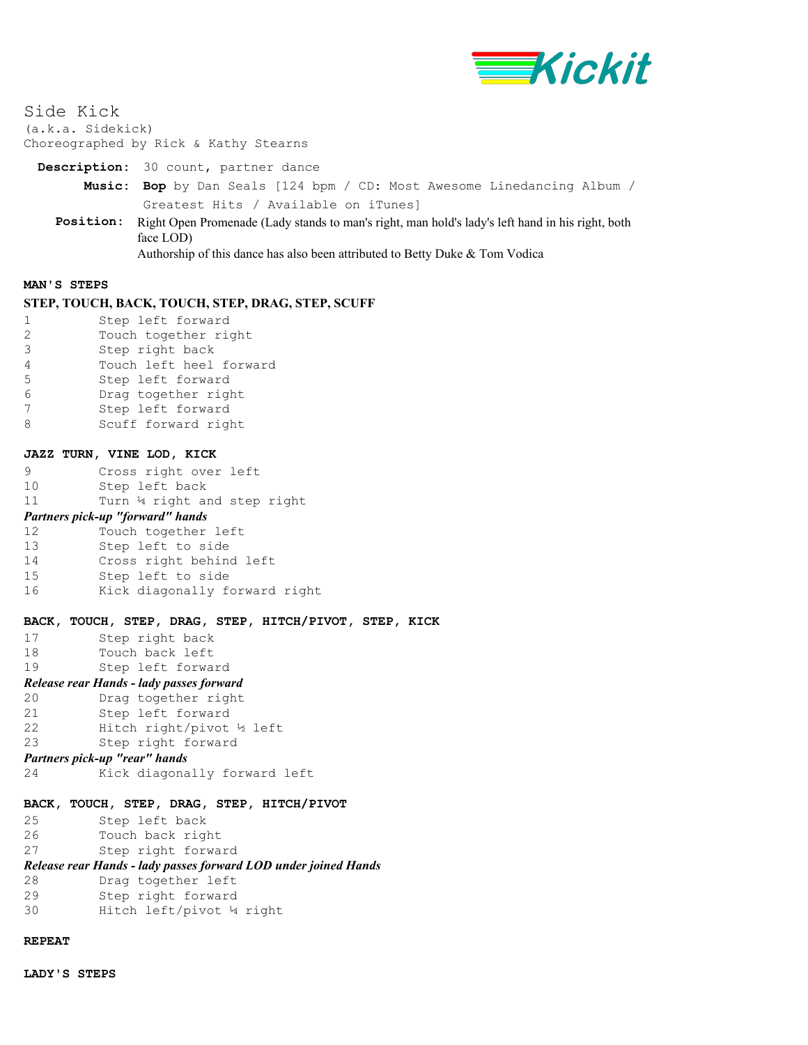Kickit

# Side Kick

(a.k.a. Sidekick)
Choreographed by Rick & Kathy Stearns

**Description:** 30 count, partner dance

**Music:** **Bop** by Dan Seals [124 bpm / CD: Most Awesome Linedancing Album / Greatest Hits / Available on iTunes]

**Position:** Right Open Promenade (Lady stands to man's right, man hold's lady's left hand in his right, both face LOD)
Authorship of this dance has also been attributed to Betty Duke & Tom Vodica

**MAN'S STEPS**

**STEP, TOUCH, BACK, TOUCH, STEP, DRAG, STEP, SCUFF**

1 Step left forward
2 Touch together right
3 Step right back
4 Touch left heel forward
5 Step left forward
6 Drag together right
7 Step left forward
8 Scuff forward right

**JAZZ TURN, VINE LOD, KICK**

9 Cross right over left
10 Step left back
11 Turn ¼ right and step right
*Partners pick-up "forward" hands*
12 Touch together left
13 Step left to side
14 Cross right behind left
15 Step left to side
16 Kick diagonally forward right

**BACK, TOUCH, STEP, DRAG, STEP, HITCH/PIVOT, STEP, KICK**

17 Step right back
18 Touch back left
19 Step left forward
*Release rear Hands - lady passes forward*
20 Drag together right
21 Step left forward
22 Hitch right/pivot ½ left
23 Step right forward
*Partners pick-up "rear" hands*
24 Kick diagonally forward left

**BACK, TOUCH, STEP, DRAG, STEP, HITCH/PIVOT**

25 Step left back
26 Touch back right
27 Step right forward
*Release rear Hands - lady passes forward LOD under joined Hands*
28 Drag together left
29 Step right forward
30 Hitch left/pivot ¼ right

**REPEAT**

**LADY'S STEPS**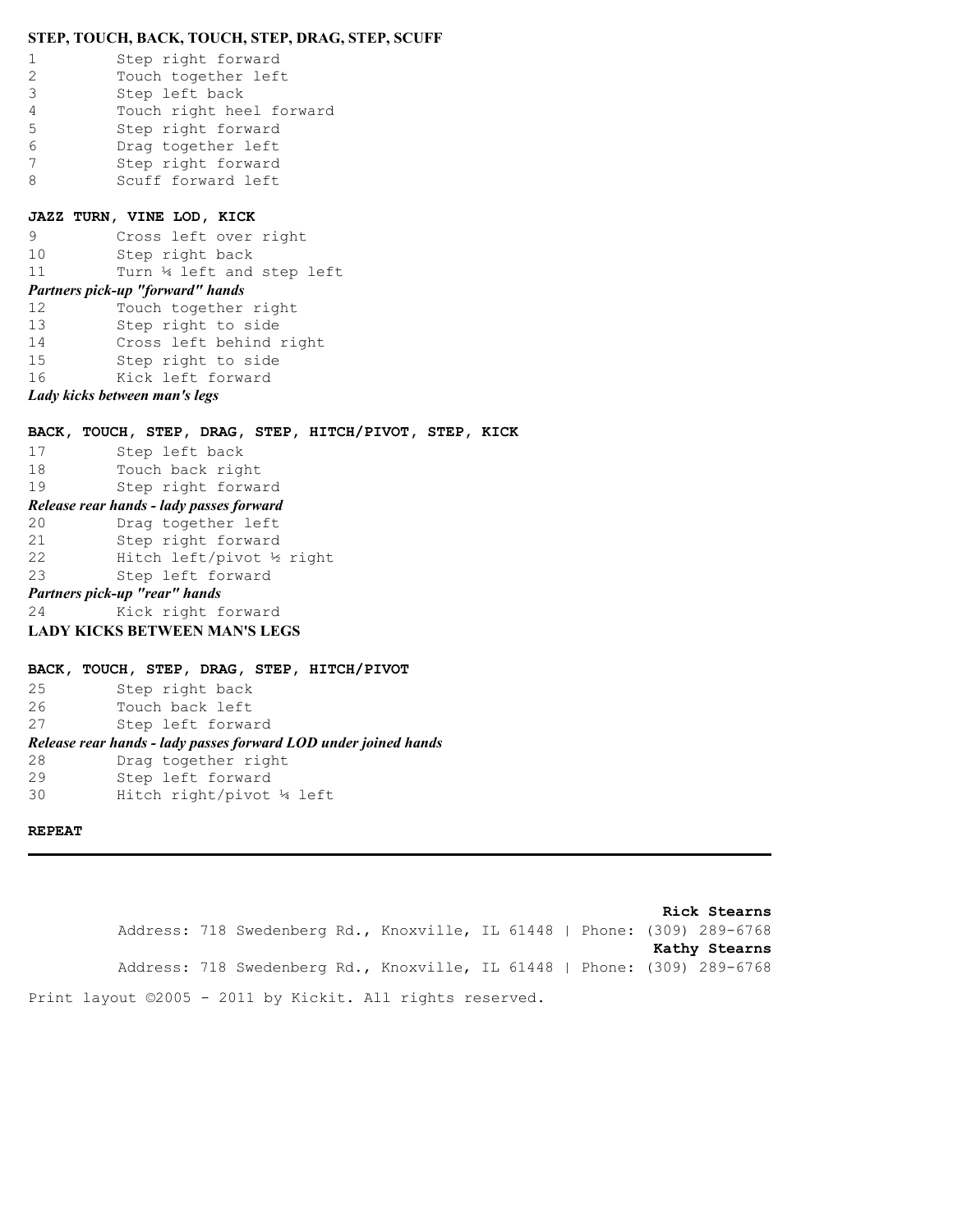**STEP, TOUCH, BACK, TOUCH, STEP, DRAG, STEP, SCUFF**

| | |
|---|---|
| 1 | Step right forward |
| 2 | Touch together left |
| 3 | Step left back |
| 4 | Touch right heel forward |
| 5 | Step right forward |
| 6 | Drag together left |
| 7 | Step right forward |
| 8 | Scuff forward left |

**JAZZ TURN, VINE LOD, KICK**

| | |
|---|---|
| 9 | Cross left over right |
| 10 | Step right back |
| 11 | Turn ¼ left and step left |

***Partners pick-up "forward" hands***

| | |
|---|---|
| 12 | Touch together right |
| 13 | Step right to side |
| 14 | Cross left behind right |
| 15 | Step right to side |
| 16 | Kick left forward |

***Lady kicks between man's legs***

**BACK, TOUCH, STEP, DRAG, STEP, HITCH/PIVOT, STEP, KICK**

| | |
|---|---|
| 17 | Step left back |
| 18 | Touch back right |
| 19 | Step right forward |

***Release rear hands - lady passes forward***

| | |
|---|---|
| 20 | Drag together left |
| 21 | Step right forward |
| 22 | Hitch left/pivot ½ right |
| 23 | Step left forward |

***Partners pick-up "rear" hands***

| | |
|---|---|
| 24 | Kick right forward |

**LADY KICKS BETWEEN MAN'S LEGS**

**BACK, TOUCH, STEP, DRAG, STEP, HITCH/PIVOT**

| | |
|---|---|
| 25 | Step right back |
| 26 | Touch back left |
| 27 | Step left forward |

***Release rear hands - lady passes forward LOD under joined hands***

| | |
|---|---|
| 28 | Drag together right |
| 29 | Step left forward |
| 30 | Hitch right/pivot ¼ left |

**REPEAT**

---

**Rick Stearns**
Address: 718 Swedenberg Rd., Knoxville, IL 61448 | Phone: (309) 289-6768

**Kathy Stearns**
Address: 718 Swedenberg Rd., Knoxville, IL 61448 | Phone: (309) 289-6768

Print layout ©2005 - 2011 by Kickit. All rights reserved.